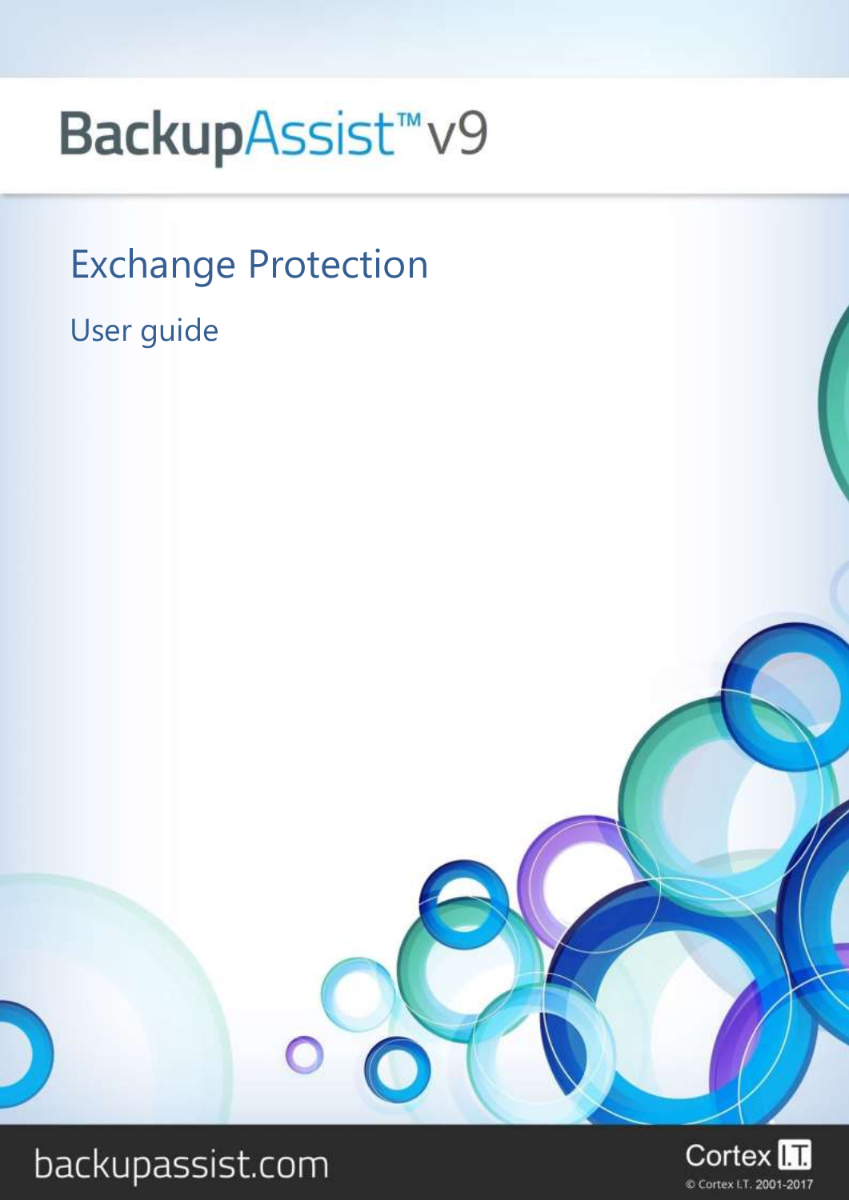# BackupAssist™ v9

## Exchange Protection

### User guide

backupassist.com

Cortex I.T.

© Cortex I.T. 2001-2017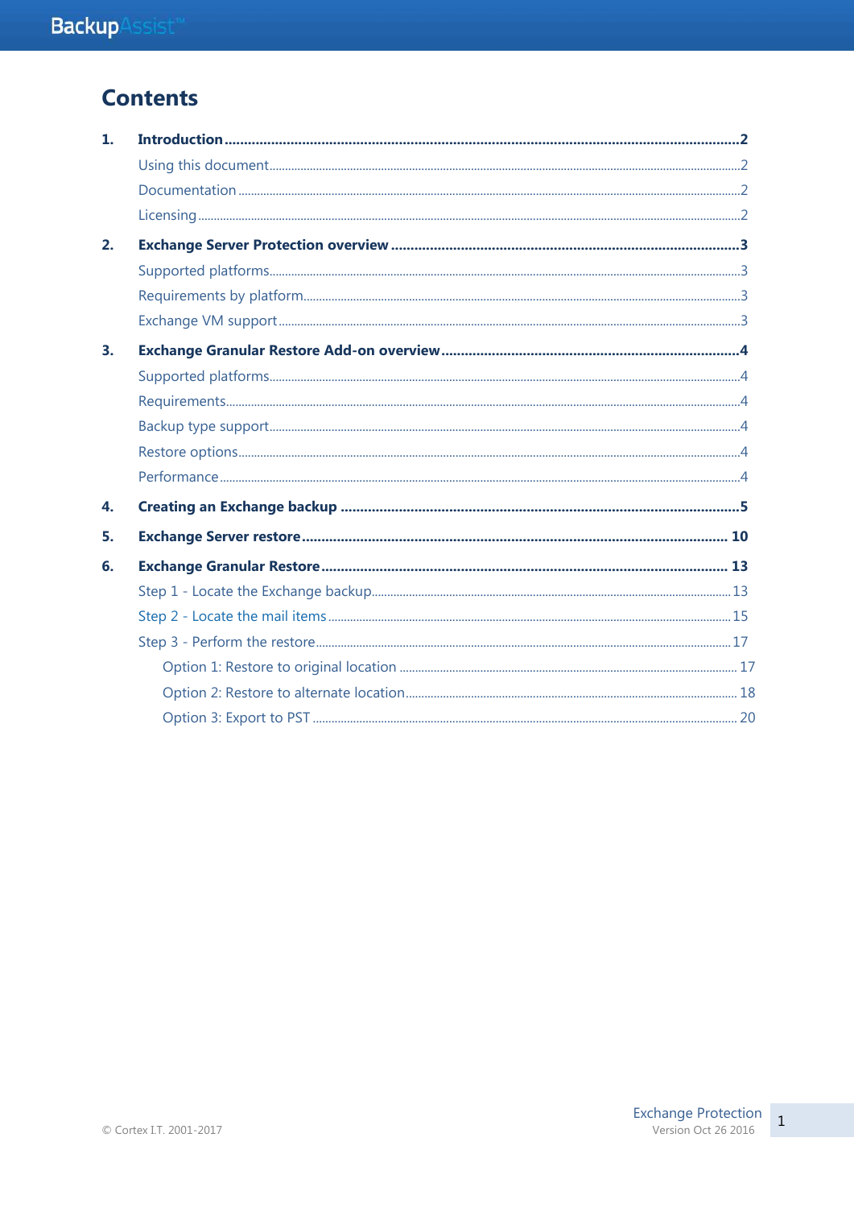# Contents

1. **Introduction** ..... 2
   - Using this document ..... 2
   - Documentation ..... 2
   - Licensing ..... 2
2. **Exchange Server Protection overview** ..... 3
   - Supported platforms ..... 3
   - Requirements by platform ..... 3
   - Exchange VM support ..... 3
3. **Exchange Granular Restore Add-on overview** ..... 4
   - Supported platforms ..... 4
   - Requirements ..... 4
   - Backup type support ..... 4
   - Restore options ..... 4
   - Performance ..... 4
4. **Creating an Exchange backup** ..... 5
5. **Exchange Server restore** ..... 10
6. **Exchange Granular Restore** ..... 13
   - Step 1 - Locate the Exchange backup ..... 13
   - Step 2 - Locate the mail items ..... 15
   - Step 3 - Perform the restore ..... 17
     - Option 1: Restore to original location ..... 17
     - Option 2: Restore to alternate location ..... 18
     - Option 3: Export to PST ..... 20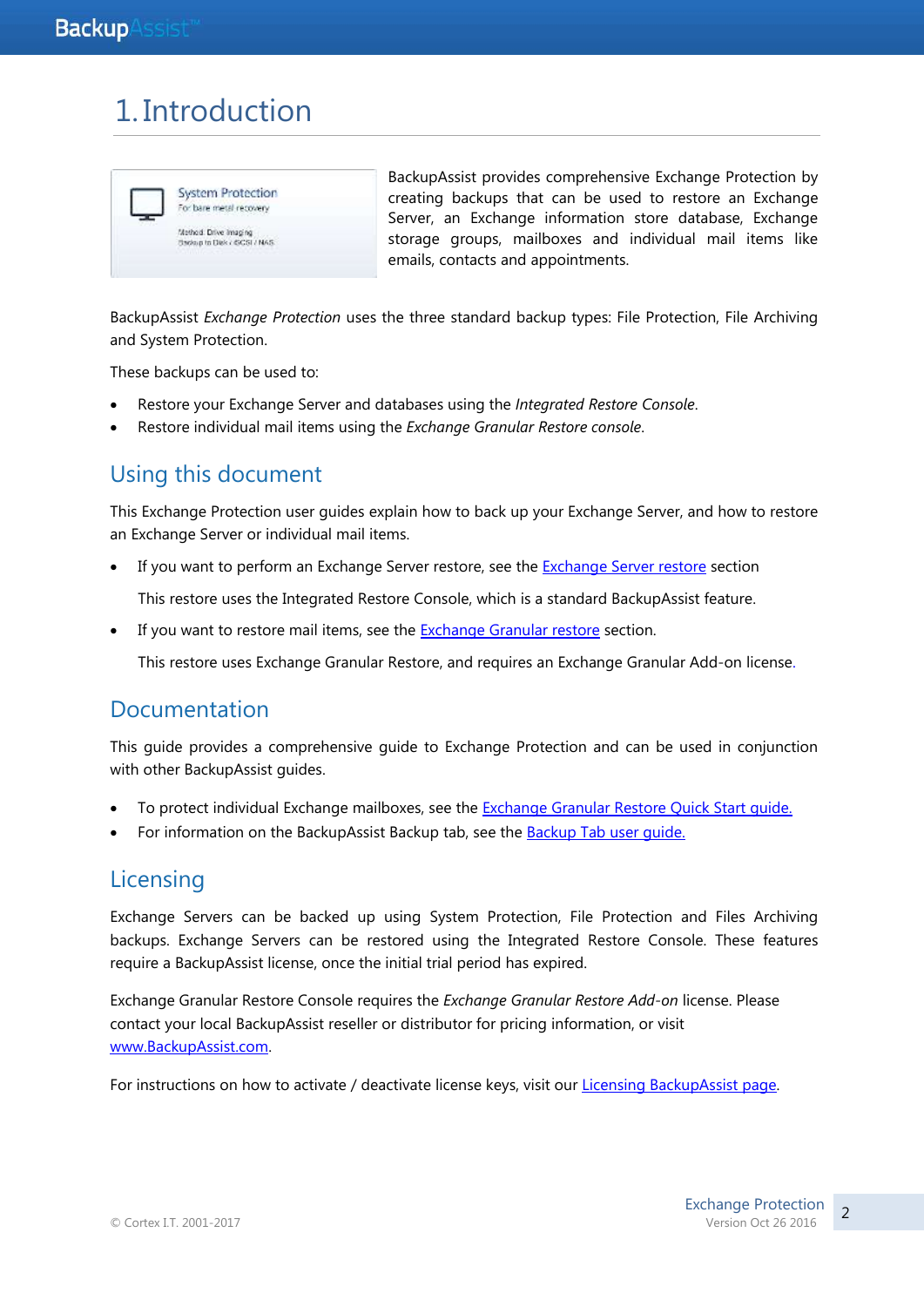# 1. Introduction

BackupAssist provides comprehensive Exchange Protection by creating backups that can be used to restore an Exchange Server, an Exchange information store database, Exchange storage groups, mailboxes and individual mail items like emails, contacts and appointments.

BackupAssist *Exchange Protection* uses the three standard backup types: File Protection, File Archiving and System Protection.

These backups can be used to:

- Restore your Exchange Server and databases using the *Integrated Restore Console*.
- Restore individual mail items using the *Exchange Granular Restore console*.

## Using this document

This Exchange Protection user guides explain how to back up your Exchange Server, and how to restore an Exchange Server or individual mail items.

- If you want to perform an Exchange Server restore, see the Exchange Server restore section

  This restore uses the Integrated Restore Console, which is a standard BackupAssist feature.

- If you want to restore mail items, see the Exchange Granular restore section.

  This restore uses Exchange Granular Restore, and requires an Exchange Granular Add-on license.

## Documentation

This guide provides a comprehensive guide to Exchange Protection and can be used in conjunction with other BackupAssist guides.

- To protect individual Exchange mailboxes, see the Exchange Granular Restore Quick Start guide.
- For information on the BackupAssist Backup tab, see the Backup Tab user guide.

## Licensing

Exchange Servers can be backed up using System Protection, File Protection and Files Archiving backups. Exchange Servers can be restored using the Integrated Restore Console. These features require a BackupAssist license, once the initial trial period has expired.

Exchange Granular Restore Console requires the *Exchange Granular Restore Add-on* license. Please contact your local BackupAssist reseller or distributor for pricing information, or visit www.BackupAssist.com.

For instructions on how to activate / deactivate license keys, visit our Licensing BackupAssist page.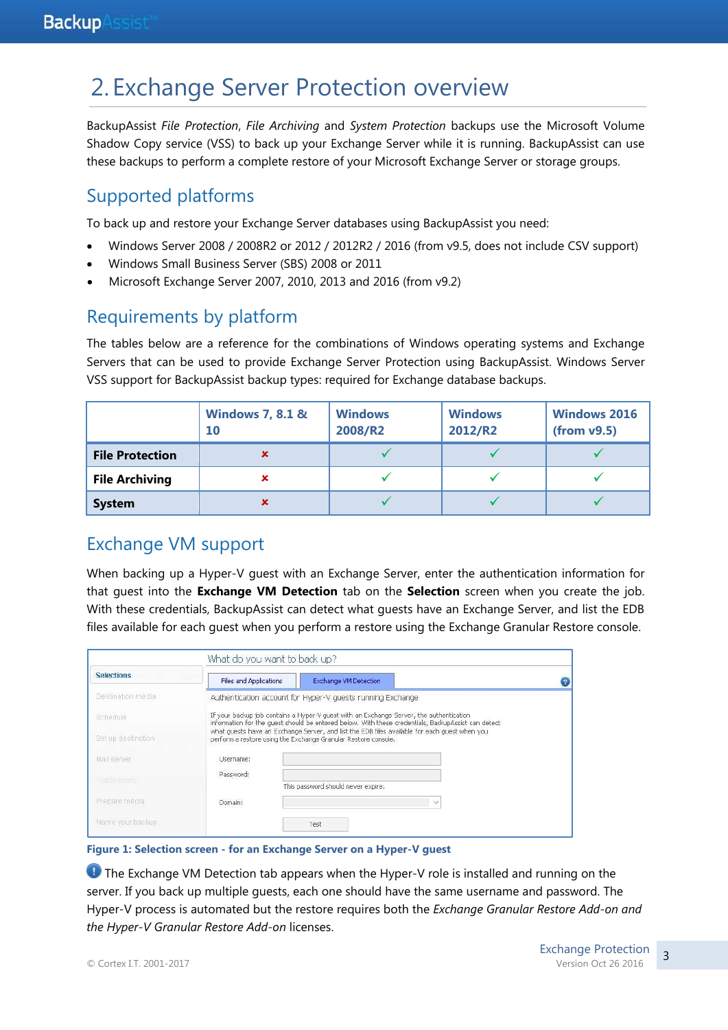# 2. Exchange Server Protection overview

BackupAssist *File Protection*, *File Archiving* and *System Protection* backups use the Microsoft Volume Shadow Copy service (VSS) to back up your Exchange Server while it is running. BackupAssist can use these backups to perform a complete restore of your Microsoft Exchange Server or storage groups.

## Supported platforms

To back up and restore your Exchange Server databases using BackupAssist you need:

- Windows Server 2008 / 2008R2 or 2012 / 2012R2 / 2016 (from v9.5, does not include CSV support)
- Windows Small Business Server (SBS) 2008 or 2011
- Microsoft Exchange Server 2007, 2010, 2013 and 2016 (from v9.2)

## Requirements by platform

The tables below are a reference for the combinations of Windows operating systems and Exchange Servers that can be used to provide Exchange Server Protection using BackupAssist. Windows Server VSS support for BackupAssist backup types: required for Exchange database backups.

| | Windows 7, 8.1 & 10 | Windows 2008/R2 | Windows 2012/R2 | Windows 2016 (from v9.5) |
|---|---|---|---|---|
| **File Protection** | ✗ | ✓ | ✓ | ✓ |
| **File Archiving** | ✗ | ✓ | ✓ | ✓ |
| **System** | ✗ | ✓ | ✓ | ✓ |

## Exchange VM support

When backing up a Hyper-V guest with an Exchange Server, enter the authentication information for that guest into the **Exchange VM Detection** tab on the **Selection** screen when you create the job. With these credentials, BackupAssist can detect what guests have an Exchange Server, and list the EDB files available for each guest when you perform a restore using the Exchange Granular Restore console.

**Figure 1: Selection screen - for an Exchange Server on a Hyper-V guest**

The Exchange VM Detection tab appears when the Hyper-V role is installed and running on the server. If you back up multiple guests, each one should have the same username and password. The Hyper-V process is automated but the restore requires both the *Exchange Granular Restore Add-on and the Hyper-V Granular Restore Add-on* licenses.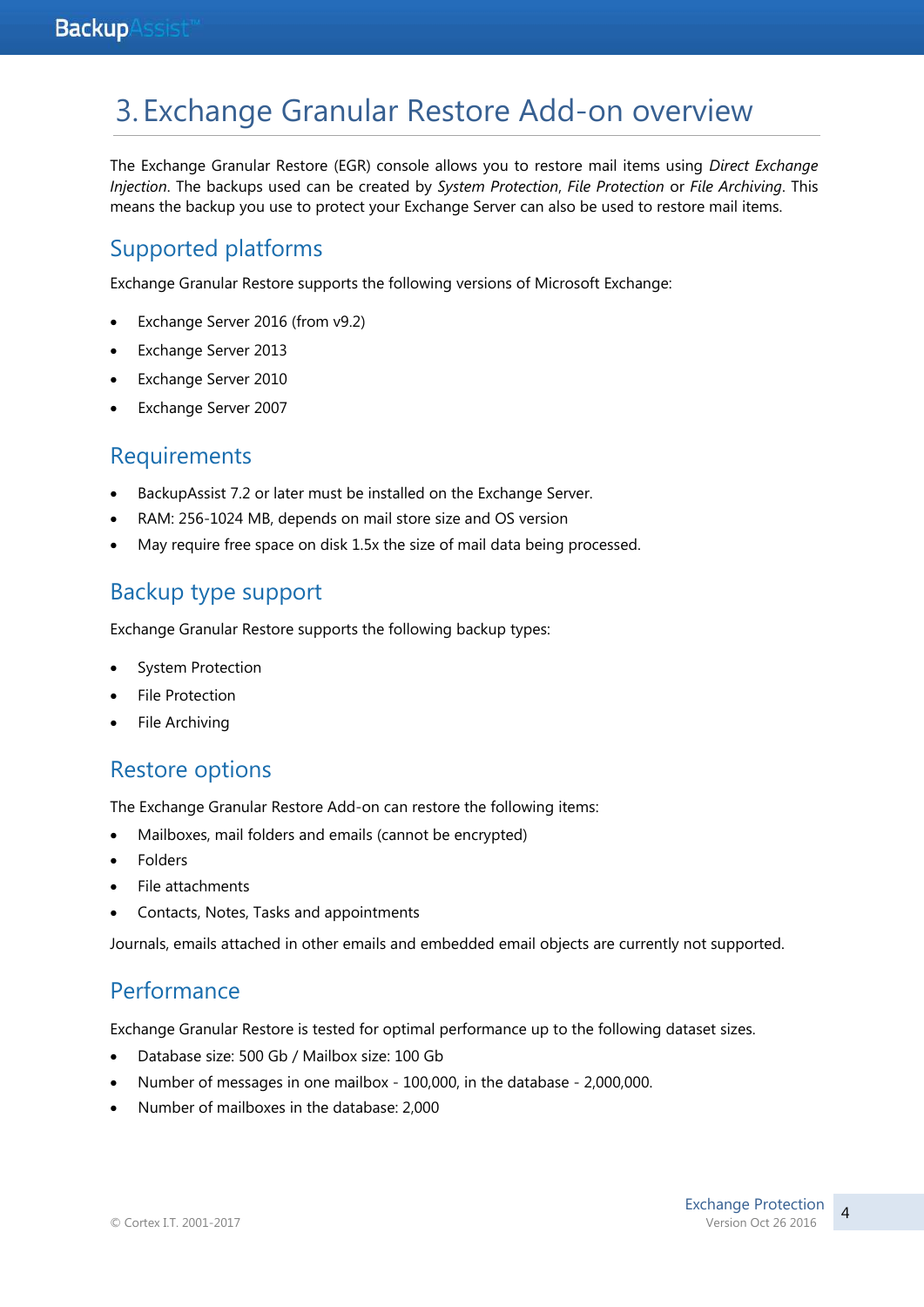# 3. Exchange Granular Restore Add-on overview

The Exchange Granular Restore (EGR) console allows you to restore mail items using *Direct Exchange Injection*. The backups used can be created by *System Protection*, *File Protection* or *File Archiving*. This means the backup you use to protect your Exchange Server can also be used to restore mail items.

## Supported platforms

Exchange Granular Restore supports the following versions of Microsoft Exchange:

- Exchange Server 2016 (from v9.2)
- Exchange Server 2013
- Exchange Server 2010
- Exchange Server 2007

## Requirements

- BackupAssist 7.2 or later must be installed on the Exchange Server.
- RAM: 256-1024 MB, depends on mail store size and OS version
- May require free space on disk 1.5x the size of mail data being processed.

## Backup type support

Exchange Granular Restore supports the following backup types:

- System Protection
- File Protection
- File Archiving

## Restore options

The Exchange Granular Restore Add-on can restore the following items:

- Mailboxes, mail folders and emails (cannot be encrypted)
- Folders
- File attachments
- Contacts, Notes, Tasks and appointments

Journals, emails attached in other emails and embedded email objects are currently not supported.

## Performance

Exchange Granular Restore is tested for optimal performance up to the following dataset sizes.

- Database size: 500 Gb / Mailbox size: 100 Gb
- Number of messages in one mailbox - 100,000, in the database - 2,000,000.
- Number of mailboxes in the database: 2,000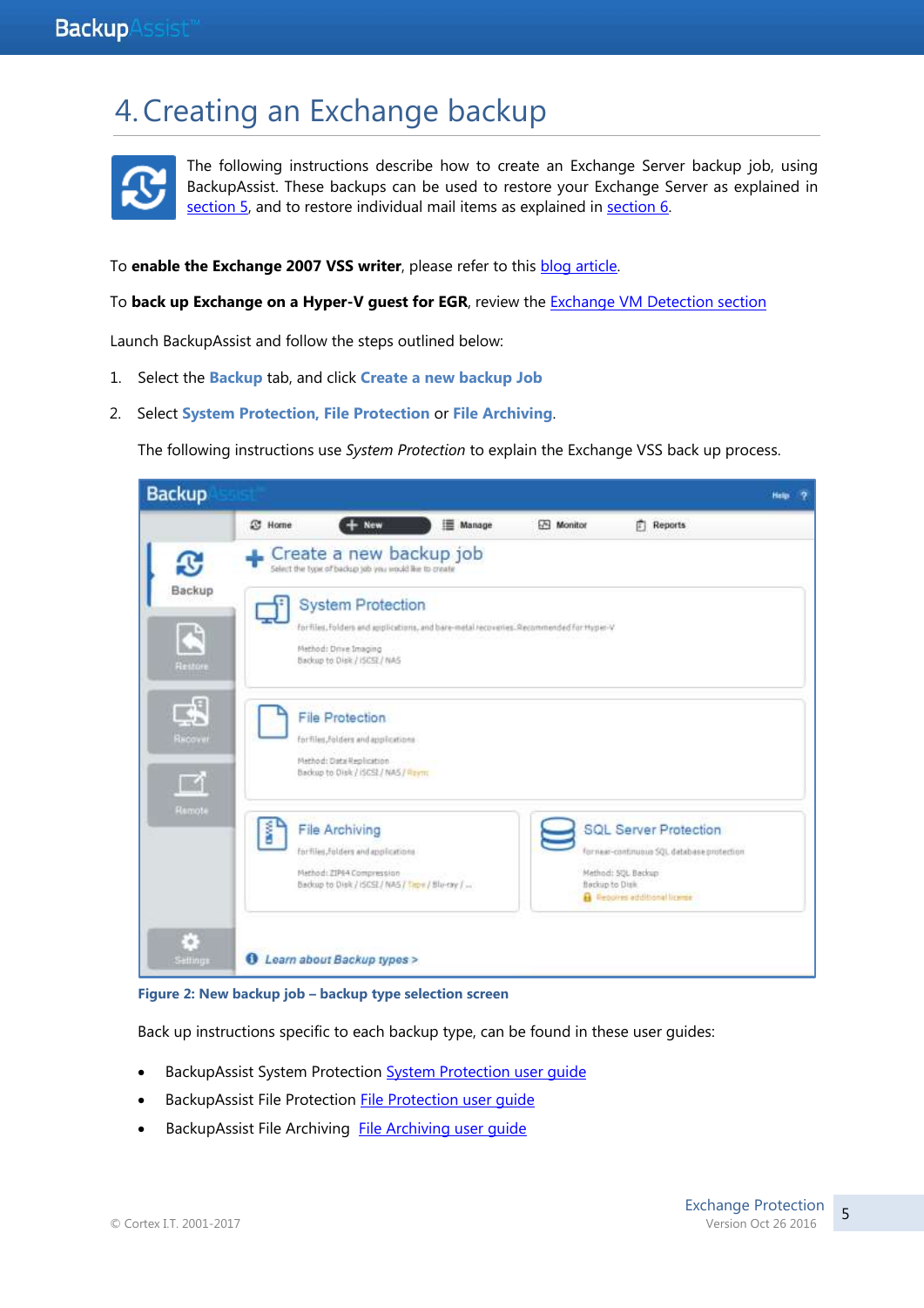# 4. Creating an Exchange backup

The following instructions describe how to create an Exchange Server backup job, using BackupAssist. These backups can be used to restore your Exchange Server as explained in section 5, and to restore individual mail items as explained in section 6.

To **enable the Exchange 2007 VSS writer**, please refer to this blog article.

To **back up Exchange on a Hyper-V guest for EGR**, review the Exchange VM Detection section

Launch BackupAssist and follow the steps outlined below:

1. Select the **Backup** tab, and click **Create a new backup Job**
2. Select **System Protection, File Protection** or **File Archiving**.

   The following instructions use *System Protection* to explain the Exchange VSS back up process.

**Figure 2: New backup job – backup type selection screen**

Back up instructions specific to each backup type, can be found in these user guides:

- BackupAssist System Protection System Protection user guide
- BackupAssist File Protection File Protection user guide
- BackupAssist File Archiving File Archiving user guide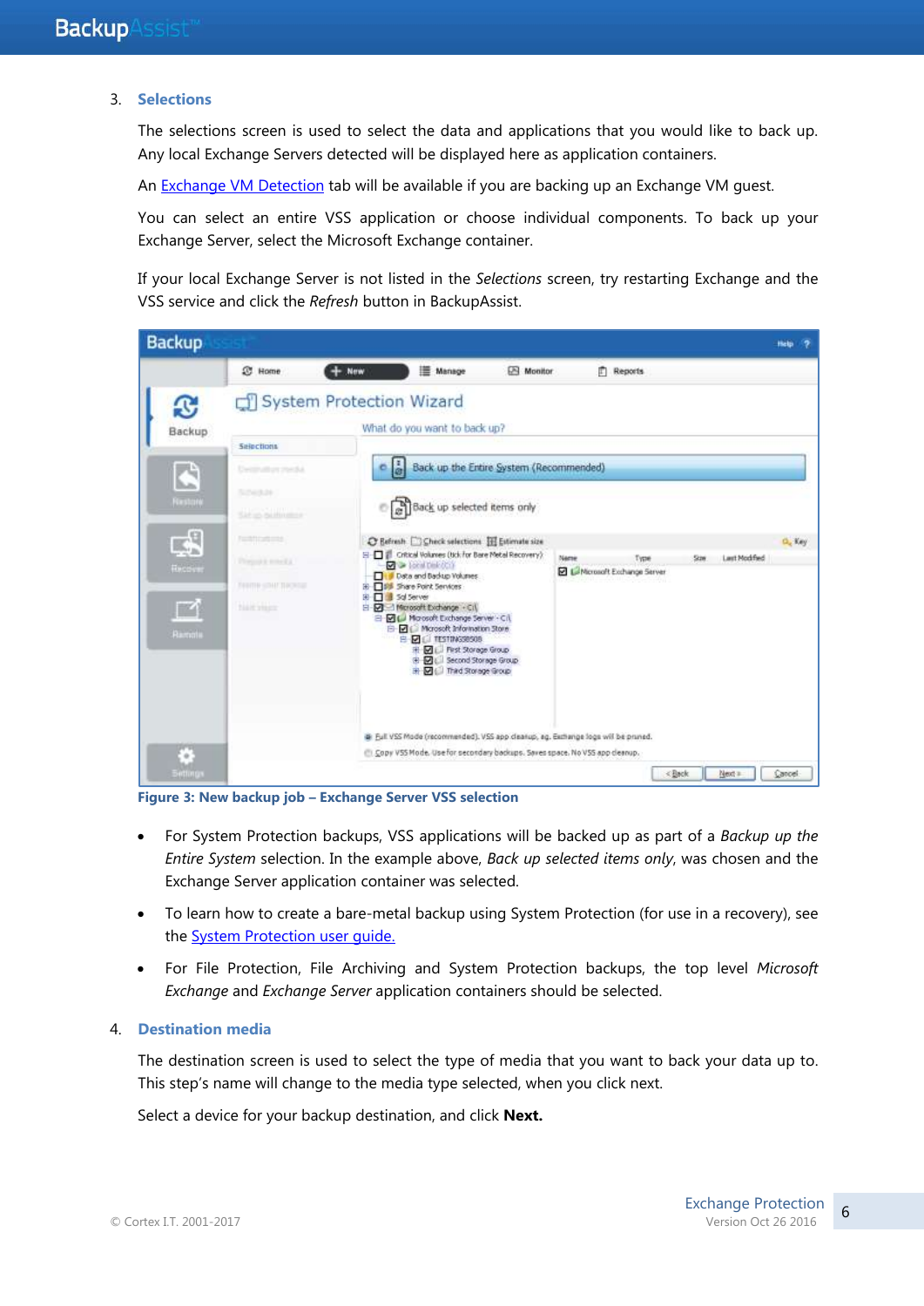3. **Selections**

The selections screen is used to select the data and applications that you would like to back up. Any local Exchange Servers detected will be displayed here as application containers.

An Exchange VM Detection tab will be available if you are backing up an Exchange VM guest.

You can select an entire VSS application or choose individual components. To back up your Exchange Server, select the Microsoft Exchange container.

If your local Exchange Server is not listed in the *Selections* screen, try restarting Exchange and the VSS service and click the *Refresh* button in BackupAssist.

**Figure 3: New backup job – Exchange Server VSS selection**

- For System Protection backups, VSS applications will be backed up as part of a *Backup up the Entire System* selection. In the example above, *Back up selected items only*, was chosen and the Exchange Server application container was selected.
- To learn how to create a bare-metal backup using System Protection (for use in a recovery), see the System Protection user guide.
- For File Protection, File Archiving and System Protection backups, the top level *Microsoft Exchange* and *Exchange Server* application containers should be selected.

4. **Destination media**

The destination screen is used to select the type of media that you want to back your data up to. This step's name will change to the media type selected, when you click next.

Select a device for your backup destination, and click **Next.**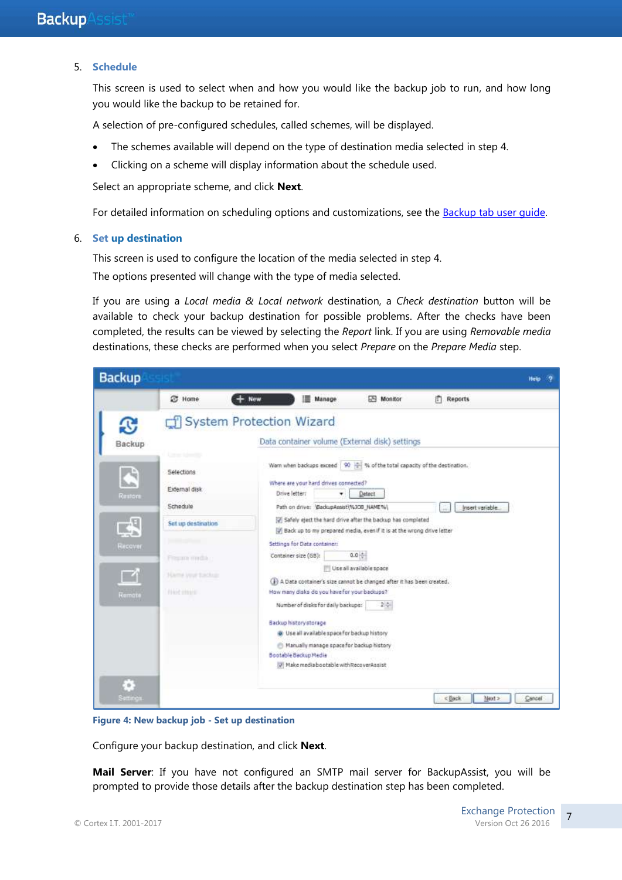5. **Schedule**

   This screen is used to select when and how you would like the backup job to run, and how long you would like the backup to be retained for.

   A selection of pre-configured schedules, called schemes, will be displayed.

   - The schemes available will depend on the type of destination media selected in step 4.
   - Clicking on a scheme will display information about the schedule used.

   Select an appropriate scheme, and click **Next**.

   For detailed information on scheduling options and customizations, see the [Backup tab user guide](#).

6. **Set up destination**

   This screen is used to configure the location of the media selected in step 4.

   The options presented will change with the type of media selected.

   If you are using a *Local media & Local network* destination, a *Check destination* button will be available to check your backup destination for possible problems. After the checks have been completed, the results can be viewed by selecting the *Report* link. If you are using *Removable media* destinations, these checks are performed when you select *Prepare* on the *Prepare Media* step.

   **Figure 4: New backup job - Set up destination**

   Configure your backup destination, and click **Next**.

   **Mail Server**: If you have not configured an SMTP mail server for BackupAssist, you will be prompted to provide those details after the backup destination step has been completed.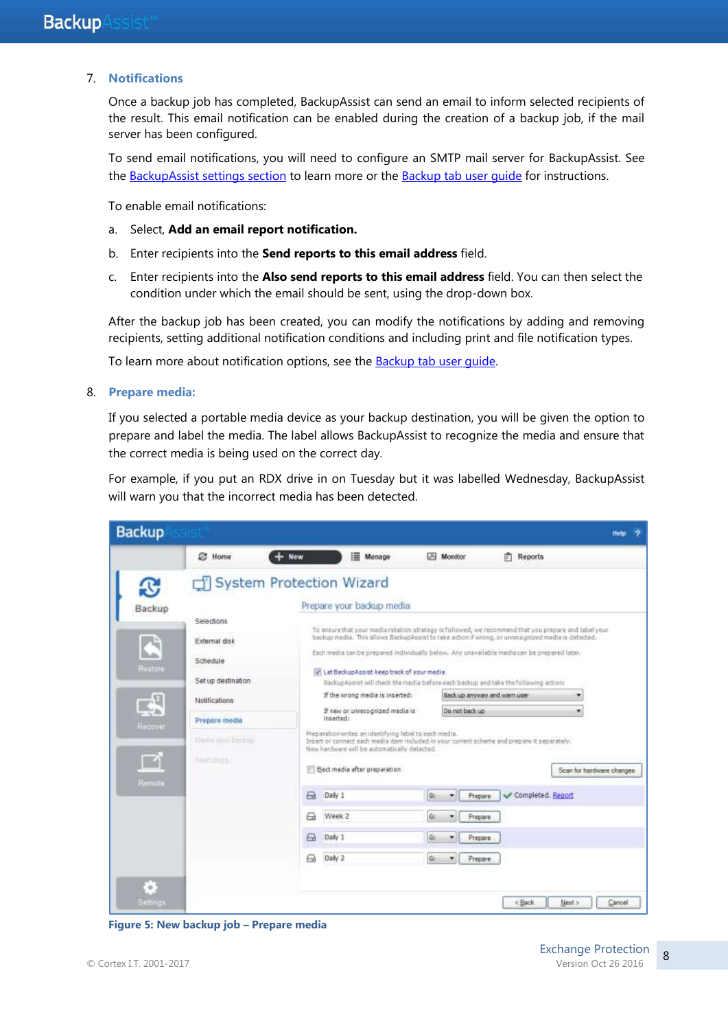7. **Notifications**

   Once a backup job has completed, BackupAssist can send an email to inform selected recipients of the result. This email notification can be enabled during the creation of a backup job, if the mail server has been configured.

   To send email notifications, you will need to configure an SMTP mail server for BackupAssist. See the [BackupAssist settings section](#) to learn more or the [Backup tab user guide](#) for instructions.

   To enable email notifications:

   a. Select, **Add an email report notification.**

   b. Enter recipients into the **Send reports to this email address** field.

   c. Enter recipients into the **Also send reports to this email address** field. You can then select the condition under which the email should be sent, using the drop-down box.

   After the backup job has been created, you can modify the notifications by adding and removing recipients, setting additional notification conditions and including print and file notification types.

   To learn more about notification options, see the [Backup tab user guide](#).

8. **Prepare media:**

   If you selected a portable media device as your backup destination, you will be given the option to prepare and label the media. The label allows BackupAssist to recognize the media and ensure that the correct media is being used on the correct day.

   For example, if you put an RDX drive in on Tuesday but it was labelled Wednesday, BackupAssist will warn you that the incorrect media has been detected.

**Figure 5: New backup job – Prepare media**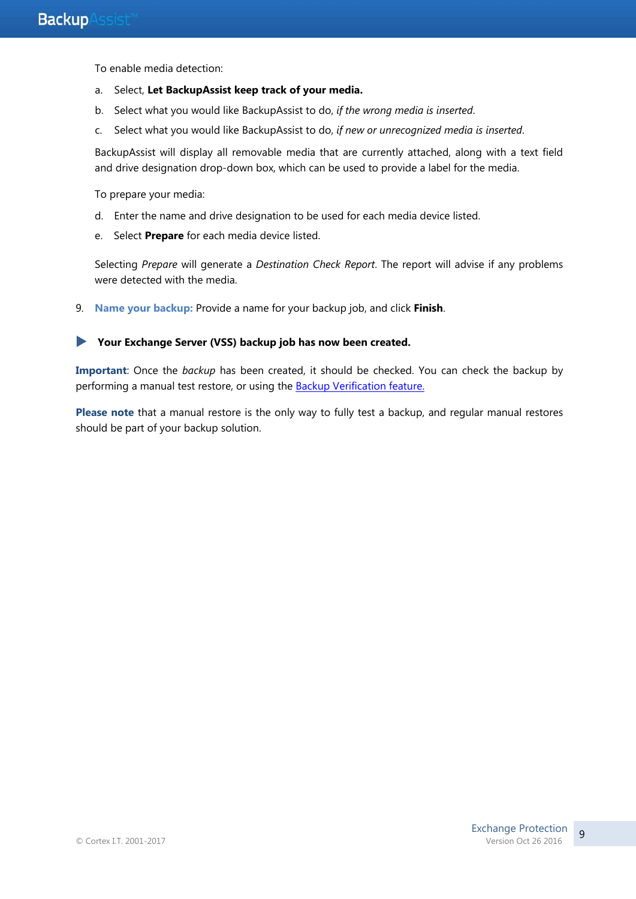To enable media detection:

a. Select, **Let BackupAssist keep track of your media.**

b. Select what you would like BackupAssist to do, *if the wrong media is inserted*.

c. Select what you would like BackupAssist to do, *if new or unrecognized media is inserted*.

BackupAssist will display all removable media that are currently attached, along with a text field and drive designation drop-down box, which can be used to provide a label for the media.

To prepare your media:

d. Enter the name and drive designation to be used for each media device listed.

e. Select **Prepare** for each media device listed.

Selecting *Prepare* will generate a *Destination Check Report*. The report will advise if any problems were detected with the media.

9. **Name your backup:** Provide a name for your backup job, and click **Finish**.

▶ **Your Exchange Server (VSS) backup job has now been created.**

**Important**: Once the *backup* has been created, it should be checked. You can check the backup by performing a manual test restore, or using the Backup Verification feature.

**Please note** that a manual restore is the only way to fully test a backup, and regular manual restores should be part of your backup solution.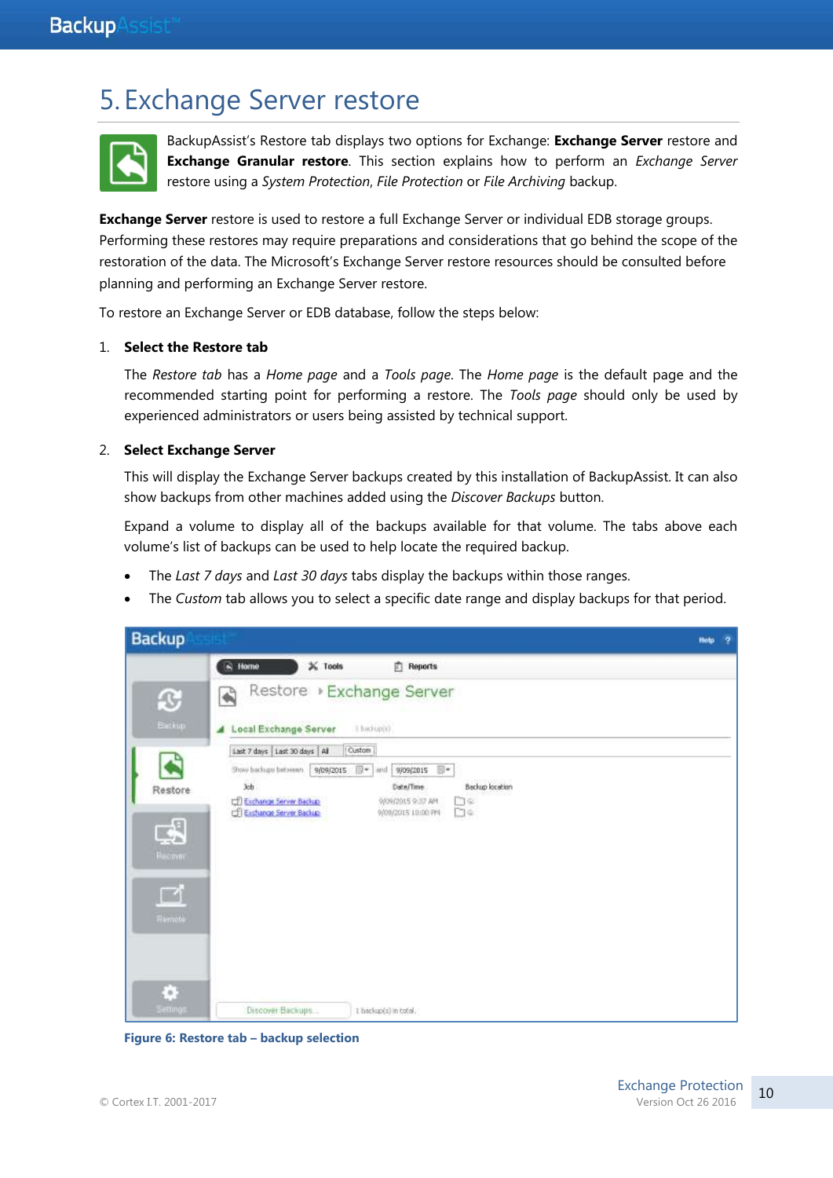# 5. Exchange Server restore

BackupAssist's Restore tab displays two options for Exchange: **Exchange Server** restore and **Exchange Granular restore**. This section explains how to perform an *Exchange Server* restore using a *System Protection*, *File Protection* or *File Archiving* backup.

**Exchange Server** restore is used to restore a full Exchange Server or individual EDB storage groups. Performing these restores may require preparations and considerations that go behind the scope of the restoration of the data. The Microsoft's Exchange Server restore resources should be consulted before planning and performing an Exchange Server restore.

To restore an Exchange Server or EDB database, follow the steps below:

1. **Select the Restore tab**

   The *Restore tab* has a *Home page* and a *Tools page*. The *Home page* is the default page and the recommended starting point for performing a restore. The *Tools page* should only be used by experienced administrators or users being assisted by technical support.

2. **Select Exchange Server**

   This will display the Exchange Server backups created by this installation of BackupAssist. It can also show backups from other machines added using the *Discover Backups* button.

   Expand a volume to display all of the backups available for that volume. The tabs above each volume's list of backups can be used to help locate the required backup.

   - The *Last 7 days* and *Last 30 days* tabs display the backups within those ranges.
   - The *Custom* tab allows you to select a specific date range and display backups for that period.

**Figure 6: Restore tab – backup selection**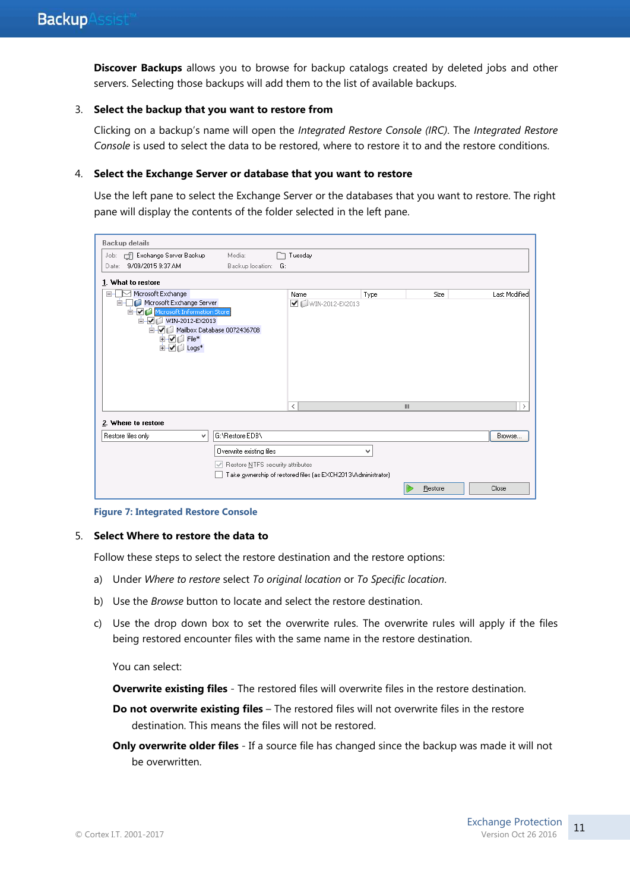**Discover Backups** allows you to browse for backup catalogs created by deleted jobs and other servers. Selecting those backups will add them to the list of available backups.

3. **Select the backup that you want to restore from**

   Clicking on a backup's name will open the *Integrated Restore Console (IRC)*. The *Integrated Restore Console* is used to select the data to be restored, where to restore it to and the restore conditions.

4. **Select the Exchange Server or database that you want to restore**

   Use the left pane to select the Exchange Server or the databases that you want to restore. The right pane will display the contents of the folder selected in the left pane.

**Figure 7: Integrated Restore Console**

5. **Select Where to restore the data to**

   Follow these steps to select the restore destination and the restore options:

   a) Under *Where to restore* select *To original location* or *To Specific location*.

   b) Use the *Browse* button to locate and select the restore destination.

   c) Use the drop down box to set the overwrite rules. The overwrite rules will apply if the files being restored encounter files with the same name in the restore destination.

   You can select:

   **Overwrite existing files** - The restored files will overwrite files in the restore destination.

   **Do not overwrite existing files** – The restored files will not overwrite files in the restore destination. This means the files will not be restored.

   **Only overwrite older files** - If a source file has changed since the backup was made it will not be overwritten.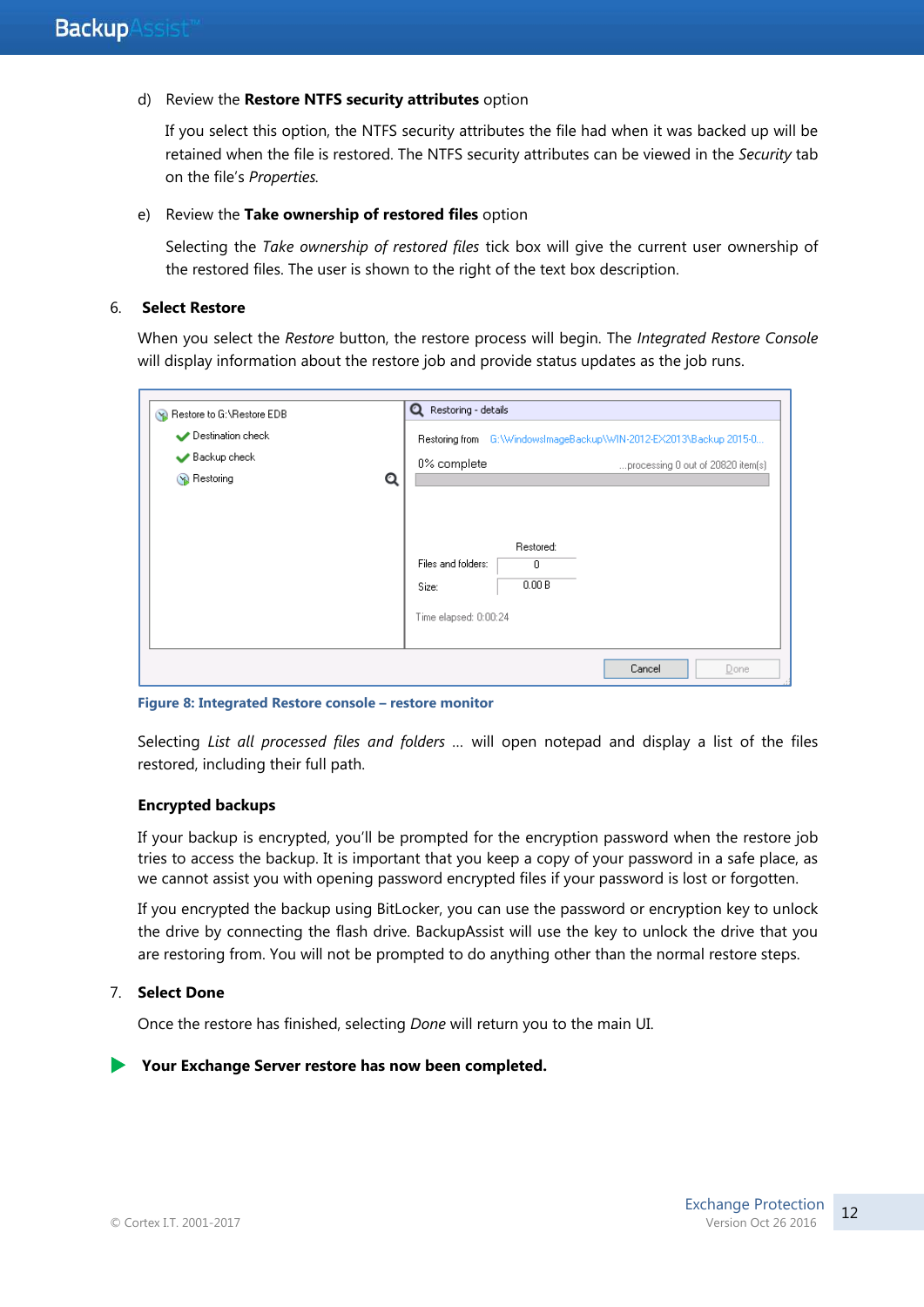d) Review the **Restore NTFS security attributes** option

If you select this option, the NTFS security attributes the file had when it was backed up will be retained when the file is restored. The NTFS security attributes can be viewed in the *Security* tab on the file's *Properties*.

e) Review the **Take ownership of restored files** option

Selecting the *Take ownership of restored files* tick box will give the current user ownership of the restored files. The user is shown to the right of the text box description.

6. **Select Restore**

When you select the *Restore* button, the restore process will begin. The *Integrated Restore Console* will display information about the restore job and provide status updates as the job runs.

**Figure 8: Integrated Restore console – restore monitor**

Selecting *List all processed files and folders …* will open notepad and display a list of the files restored, including their full path.

**Encrypted backups**

If your backup is encrypted, you'll be prompted for the encryption password when the restore job tries to access the backup. It is important that you keep a copy of your password in a safe place, as we cannot assist you with opening password encrypted files if your password is lost or forgotten.

If you encrypted the backup using BitLocker, you can use the password or encryption key to unlock the drive by connecting the flash drive. BackupAssist will use the key to unlock the drive that you are restoring from. You will not be prompted to do anything other than the normal restore steps.

7. **Select Done**

Once the restore has finished, selecting *Done* will return you to the main UI.

**Your Exchange Server restore has now been completed.**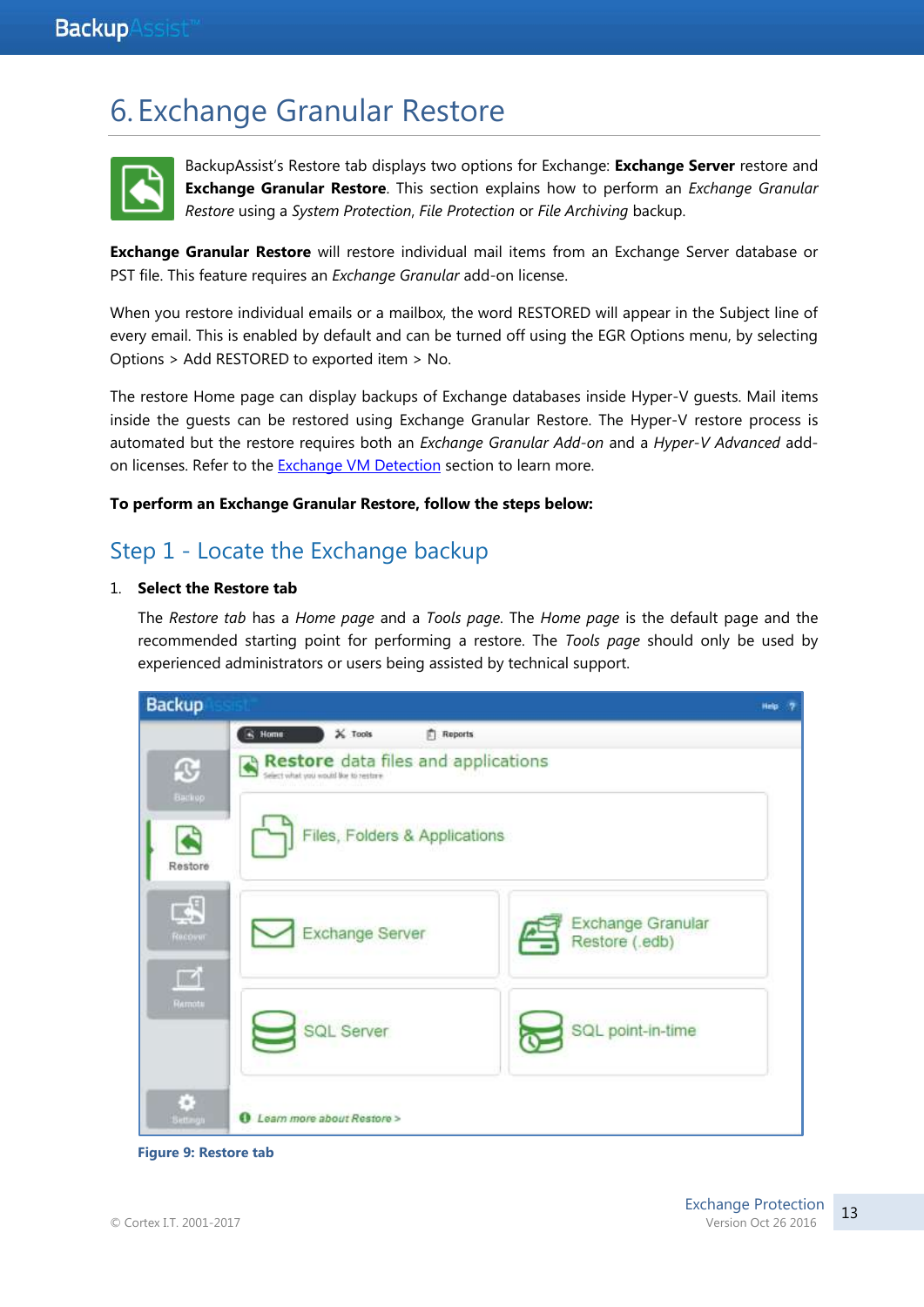# 6. Exchange Granular Restore

BackupAssist's Restore tab displays two options for Exchange: **Exchange Server** restore and **Exchange Granular Restore**. This section explains how to perform an *Exchange Granular Restore* using a *System Protection*, *File Protection* or *File Archiving* backup.

**Exchange Granular Restore** will restore individual mail items from an Exchange Server database or PST file. This feature requires an *Exchange Granular* add-on license.

When you restore individual emails or a mailbox, the word RESTORED will appear in the Subject line of every email. This is enabled by default and can be turned off using the EGR Options menu, by selecting Options > Add RESTORED to exported item > No.

The restore Home page can display backups of Exchange databases inside Hyper-V guests. Mail items inside the guests can be restored using Exchange Granular Restore. The Hyper-V restore process is automated but the restore requires both an *Exchange Granular Add-on* and a *Hyper-V Advanced* add-on licenses. Refer to the Exchange VM Detection section to learn more.

**To perform an Exchange Granular Restore, follow the steps below:**

## Step 1 - Locate the Exchange backup

1. **Select the Restore tab**

   The *Restore tab* has a *Home page* and a *Tools page*. The *Home page* is the default page and the recommended starting point for performing a restore. The *Tools page* should only be used by experienced administrators or users being assisted by technical support.

**Figure 9: Restore tab**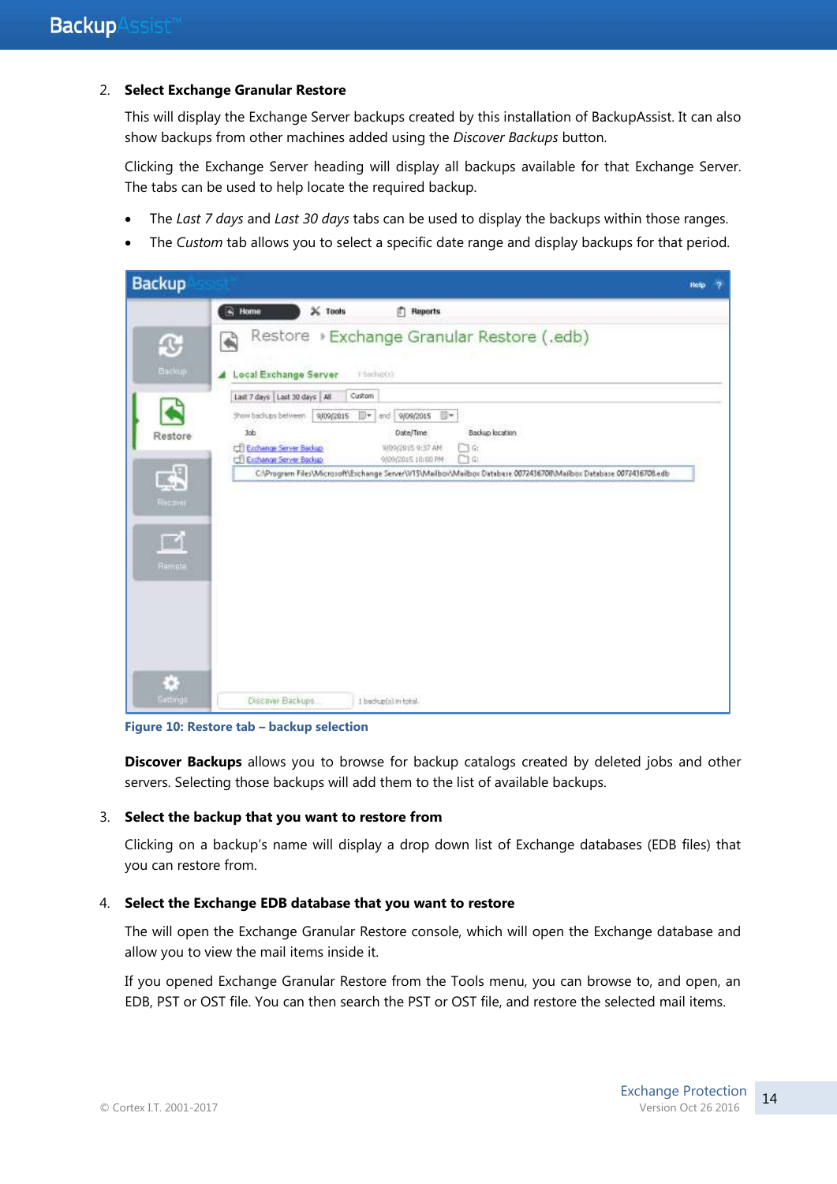2. **Select Exchange Granular Restore**

   This will display the Exchange Server backups created by this installation of BackupAssist. It can also show backups from other machines added using the *Discover Backups* button.

   Clicking the Exchange Server heading will display all backups available for that Exchange Server. The tabs can be used to help locate the required backup.

   - The *Last 7 days* and *Last 30 days* tabs can be used to display the backups within those ranges.
   - The *Custom* tab allows you to select a specific date range and display backups for that period.

   **Figure 10: Restore tab – backup selection**

   **Discover Backups** allows you to browse for backup catalogs created by deleted jobs and other servers. Selecting those backups will add them to the list of available backups.

3. **Select the backup that you want to restore from**

   Clicking on a backup's name will display a drop down list of Exchange databases (EDB files) that you can restore from.

4. **Select the Exchange EDB database that you want to restore**

   The will open the Exchange Granular Restore console, which will open the Exchange database and allow you to view the mail items inside it.

   If you opened Exchange Granular Restore from the Tools menu, you can browse to, and open, an EDB, PST or OST file. You can then search the PST or OST file, and restore the selected mail items.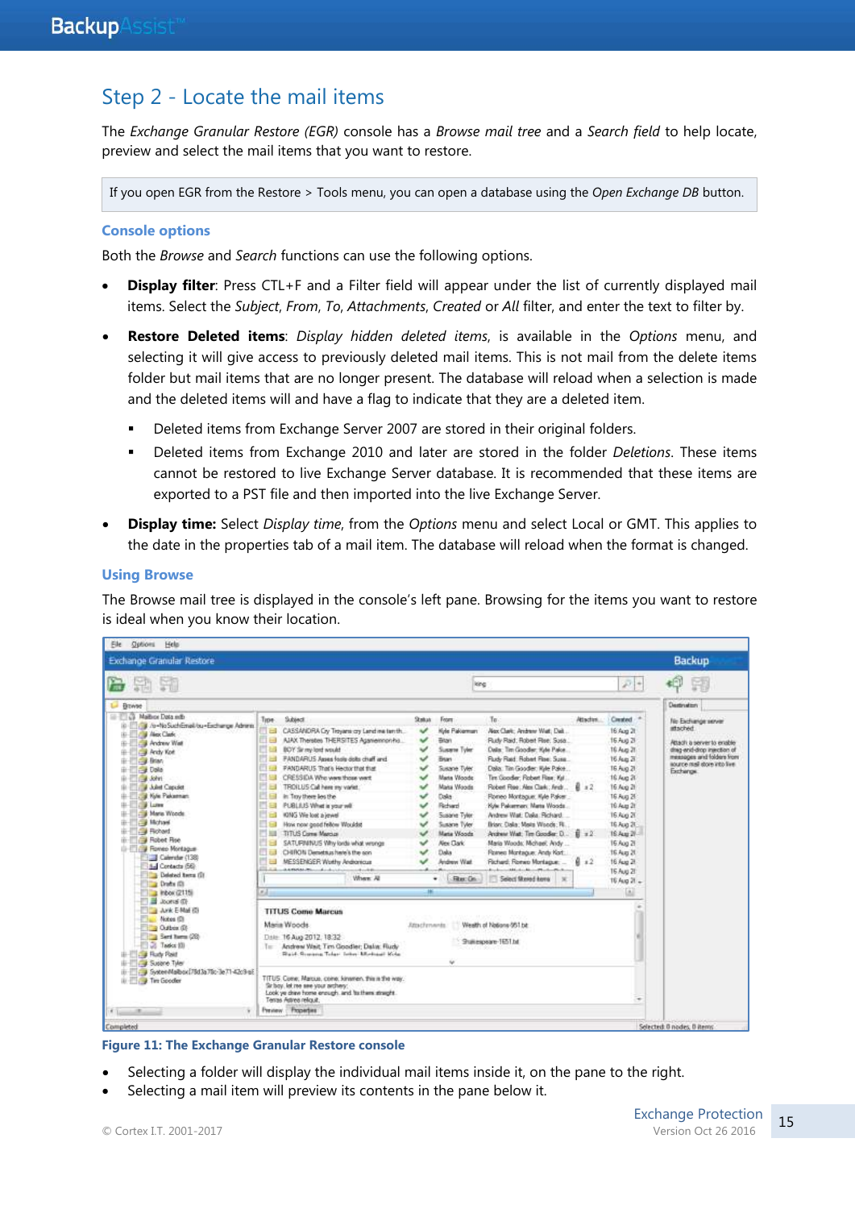## Step 2 - Locate the mail items

The *Exchange Granular Restore (EGR)* console has a *Browse mail tree* and a *Search field* to help locate, preview and select the mail items that you want to restore.

If you open EGR from the Restore > Tools menu, you can open a database using the *Open Exchange DB* button.

### Console options

Both the *Browse* and *Search* functions can use the following options.

- **Display filter**: Press CTL+F and a Filter field will appear under the list of currently displayed mail items. Select the *Subject*, *From*, *To*, *Attachments*, *Created* or *All* filter, and enter the text to filter by.
- **Restore Deleted items**: *Display hidden deleted items*, is available in the *Options* menu, and selecting it will give access to previously deleted mail items. This is not mail from the delete items folder but mail items that are no longer present. The database will reload when a selection is made and the deleted items will and have a flag to indicate that they are a deleted item.
  - Deleted items from Exchange Server 2007 are stored in their original folders.
  - Deleted items from Exchange 2010 and later are stored in the folder *Deletions*. These items cannot be restored to live Exchange Server database. It is recommended that these items are exported to a PST file and then imported into the live Exchange Server.
- **Display time:** Select *Display time*, from the *Options* menu and select Local or GMT. This applies to the date in the properties tab of a mail item. The database will reload when the format is changed.

### Using Browse

The Browse mail tree is displayed in the console's left pane. Browsing for the items you want to restore is ideal when you know their location.

**Figure 11: The Exchange Granular Restore console**

- Selecting a folder will display the individual mail items inside it, on the pane to the right.
- Selecting a mail item will preview its contents in the pane below it.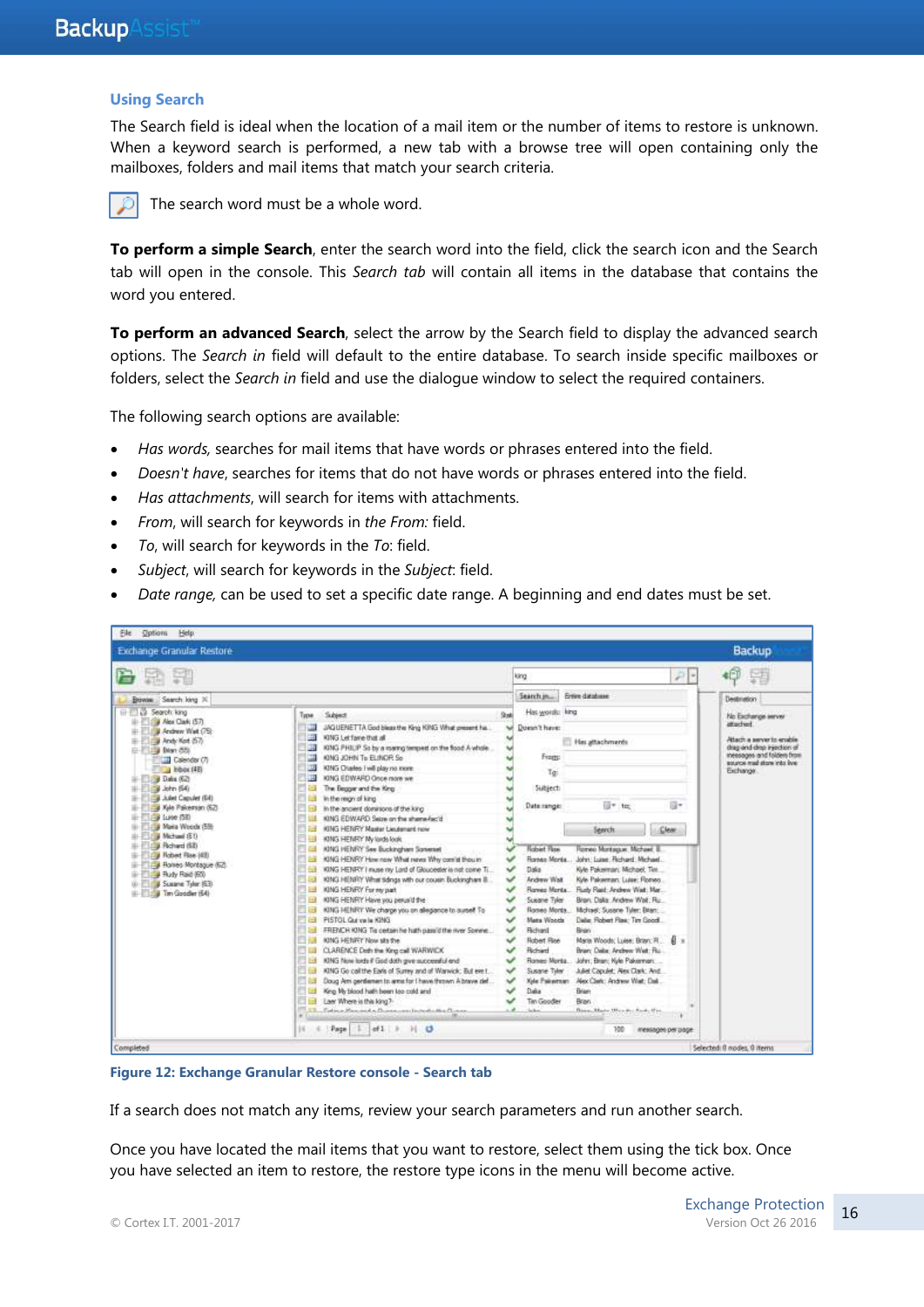### Using Search

The Search field is ideal when the location of a mail item or the number of items to restore is unknown. When a keyword search is performed, a new tab with a browse tree will open containing only the mailboxes, folders and mail items that match your search criteria.

The search word must be a whole word.

**To perform a simple Search**, enter the search word into the field, click the search icon and the Search tab will open in the console. This *Search tab* will contain all items in the database that contains the word you entered.

**To perform an advanced Search**, select the arrow by the Search field to display the advanced search options. The *Search in* field will default to the entire database. To search inside specific mailboxes or folders, select the *Search in* field and use the dialogue window to select the required containers.

The following search options are available:

- *Has words*, searches for mail items that have words or phrases entered into the field.
- *Doesn't have*, searches for items that do not have words or phrases entered into the field.
- *Has attachments*, will search for items with attachments.
- *From*, will search for keywords in *the From:* field.
- *To*, will search for keywords in the *To*: field.
- *Subject*, will search for keywords in the *Subject*: field.
- *Date range*, can be used to set a specific date range. A beginning and end dates must be set.

Figure 12: Exchange Granular Restore console - Search tab

If a search does not match any items, review your search parameters and run another search.

Once you have located the mail items that you want to restore, select them using the tick box. Once you have selected an item to restore, the restore type icons in the menu will become active.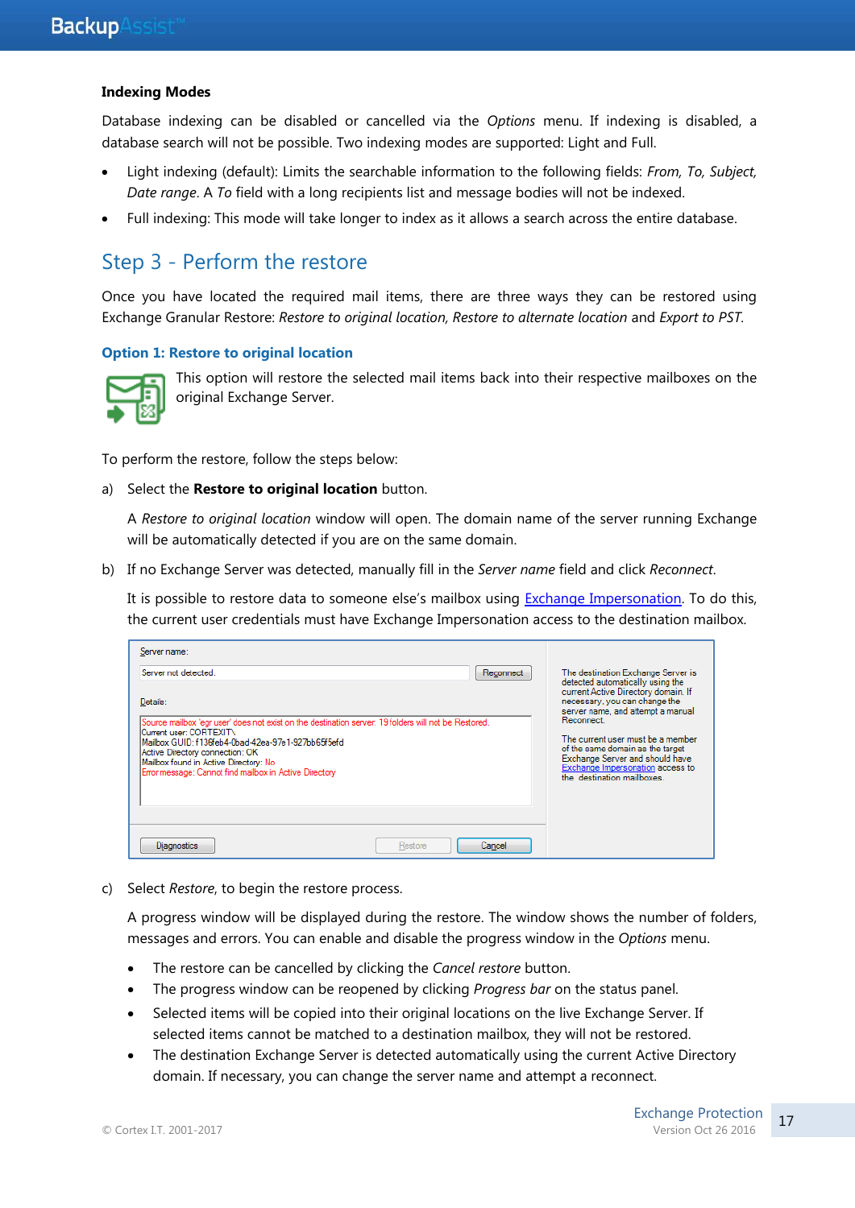**Indexing Modes**

Database indexing can be disabled or cancelled via the *Options* menu. If indexing is disabled, a database search will not be possible. Two indexing modes are supported: Light and Full.

- Light indexing (default): Limits the searchable information to the following fields: *From, To, Subject, Date range*. A *To* field with a long recipients list and message bodies will not be indexed.
- Full indexing: This mode will take longer to index as it allows a search across the entire database.

## Step 3 - Perform the restore

Once you have located the required mail items, there are three ways they can be restored using Exchange Granular Restore: *Restore to original location, Restore to alternate location* and *Export to PST*.

### Option 1: Restore to original location

This option will restore the selected mail items back into their respective mailboxes on the original Exchange Server.

To perform the restore, follow the steps below:

a) Select the **Restore to original location** button.

   A *Restore to original location* window will open. The domain name of the server running Exchange will be automatically detected if you are on the same domain.

b) If no Exchange Server was detected, manually fill in the *Server name* field and click *Reconnect*.

   It is possible to restore data to someone else's mailbox using Exchange Impersonation. To do this, the current user credentials must have Exchange Impersonation access to the destination mailbox.

c) Select *Restore*, to begin the restore process.

   A progress window will be displayed during the restore. The window shows the number of folders, messages and errors. You can enable and disable the progress window in the *Options* menu.

   - The restore can be cancelled by clicking the *Cancel restore* button.
   - The progress window can be reopened by clicking *Progress bar* on the status panel.
   - Selected items will be copied into their original locations on the live Exchange Server. If selected items cannot be matched to a destination mailbox, they will not be restored.
   - The destination Exchange Server is detected automatically using the current Active Directory domain. If necessary, you can change the server name and attempt a reconnect.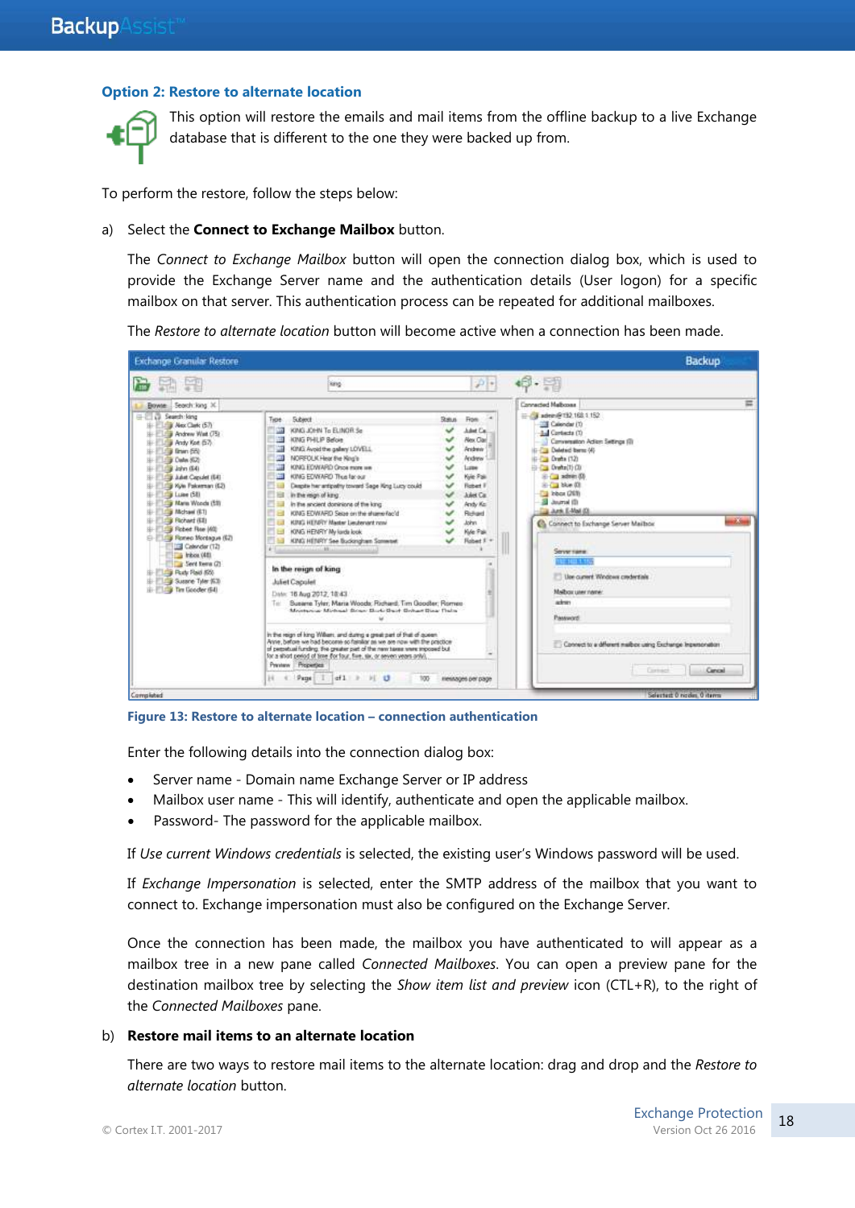### Option 2: Restore to alternate location

This option will restore the emails and mail items from the offline backup to a live Exchange database that is different to the one they were backed up from.

To perform the restore, follow the steps below:

a) Select the **Connect to Exchange Mailbox** button.

The *Connect to Exchange Mailbox* button will open the connection dialog box, which is used to provide the Exchange Server name and the authentication details (User logon) for a specific mailbox on that server. This authentication process can be repeated for additional mailboxes.

The *Restore to alternate location* button will become active when a connection has been made.

**Figure 13: Restore to alternate location – connection authentication**

Enter the following details into the connection dialog box:

- Server name - Domain name Exchange Server or IP address
- Mailbox user name - This will identify, authenticate and open the applicable mailbox.
- Password- The password for the applicable mailbox.

If *Use current Windows credentials* is selected, the existing user's Windows password will be used.

If *Exchange Impersonation* is selected, enter the SMTP address of the mailbox that you want to connect to. Exchange impersonation must also be configured on the Exchange Server.

Once the connection has been made, the mailbox you have authenticated to will appear as a mailbox tree in a new pane called *Connected Mailboxes*. You can open a preview pane for the destination mailbox tree by selecting the *Show item list and preview* icon (CTL+R), to the right of the *Connected Mailboxes* pane.

b) **Restore mail items to an alternate location**

There are two ways to restore mail items to the alternate location: drag and drop and the *Restore to alternate location* button.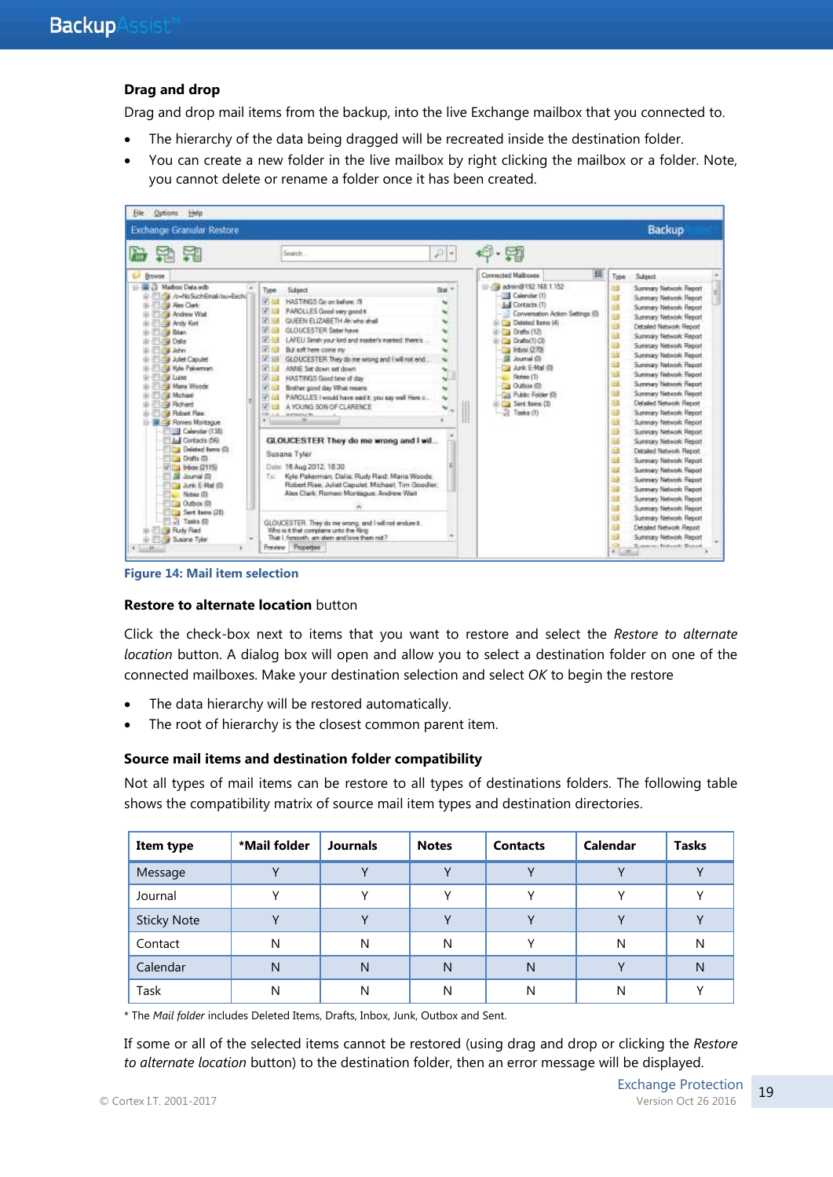### Drag and drop

Drag and drop mail items from the backup, into the live Exchange mailbox that you connected to.

- The hierarchy of the data being dragged will be recreated inside the destination folder.
- You can create a new folder in the live mailbox by right clicking the mailbox or a folder. Note, you cannot delete or rename a folder once it has been created.

Figure 14: Mail item selection

### Restore to alternate location button

Click the check-box next to items that you want to restore and select the *Restore to alternate location* button. A dialog box will open and allow you to select a destination folder on one of the connected mailboxes. Make your destination selection and select *OK* to begin the restore

- The data hierarchy will be restored automatically.
- The root of hierarchy is the closest common parent item.

### Source mail items and destination folder compatibility

Not all types of mail items can be restore to all types of destinations folders. The following table shows the compatibility matrix of source mail item types and destination directories.

| Item type | *Mail folder | Journals | Notes | Contacts | Calendar | Tasks |
|---|---|---|---|---|---|---|
| Message | Y | Y | Y | Y | Y | Y |
| Journal | Y | Y | Y | Y | Y | Y |
| Sticky Note | Y | Y | Y | Y | Y | Y |
| Contact | N | N | N | Y | N | N |
| Calendar | N | N | N | N | Y | N |
| Task | N | N | N | N | N | Y |

* The *Mail folder* includes Deleted Items, Drafts, Inbox, Junk, Outbox and Sent.

If some or all of the selected items cannot be restored (using drag and drop or clicking the *Restore to alternate location* button) to the destination folder, then an error message will be displayed.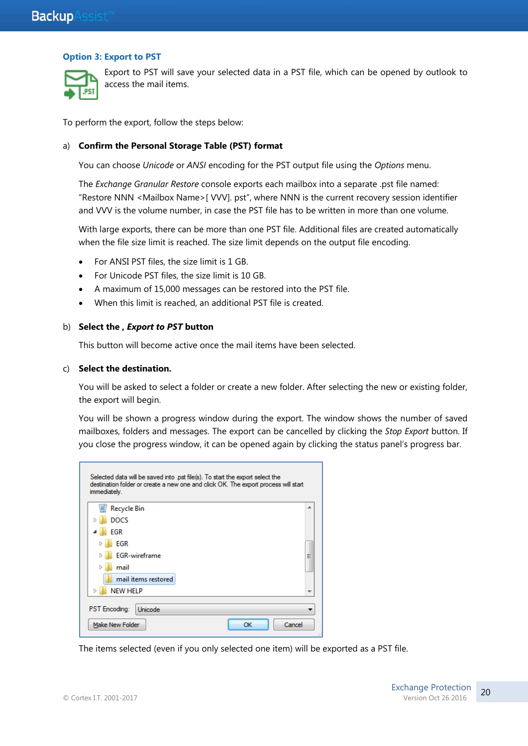### Option 3: Export to PST

Export to PST will save your selected data in a PST file, which can be opened by outlook to access the mail items.

To perform the export, follow the steps below:

a) **Confirm the Personal Storage Table (PST) format**

You can choose *Unicode* or *ANSI* encoding for the PST output file using the *Options* menu.

The *Exchange Granular Restore* console exports each mailbox into a separate .pst file named: "Restore NNN <Mailbox Name>[ VVV]. pst", where NNN is the current recovery session identifier and VVV is the volume number, in case the PST file has to be written in more than one volume.

With large exports, there can be more than one PST file. Additional files are created automatically when the file size limit is reached. The size limit depends on the output file encoding.

- For ANSI PST files, the size limit is 1 GB.
- For Unicode PST files, the size limit is 10 GB.
- A maximum of 15,000 messages can be restored into the PST file.
- When this limit is reached, an additional PST file is created.

b) **Select the , *Export to PST* button**

This button will become active once the mail items have been selected.

c) **Select the destination.**

You will be asked to select a folder or create a new folder. After selecting the new or existing folder, the export will begin.

You will be shown a progress window during the export. The window shows the number of saved mailboxes, folders and messages. The export can be cancelled by clicking the *Stop Export* button. If you close the progress window, it can be opened again by clicking the status panel's progress bar.

The items selected (even if you only selected one item) will be exported as a PST file.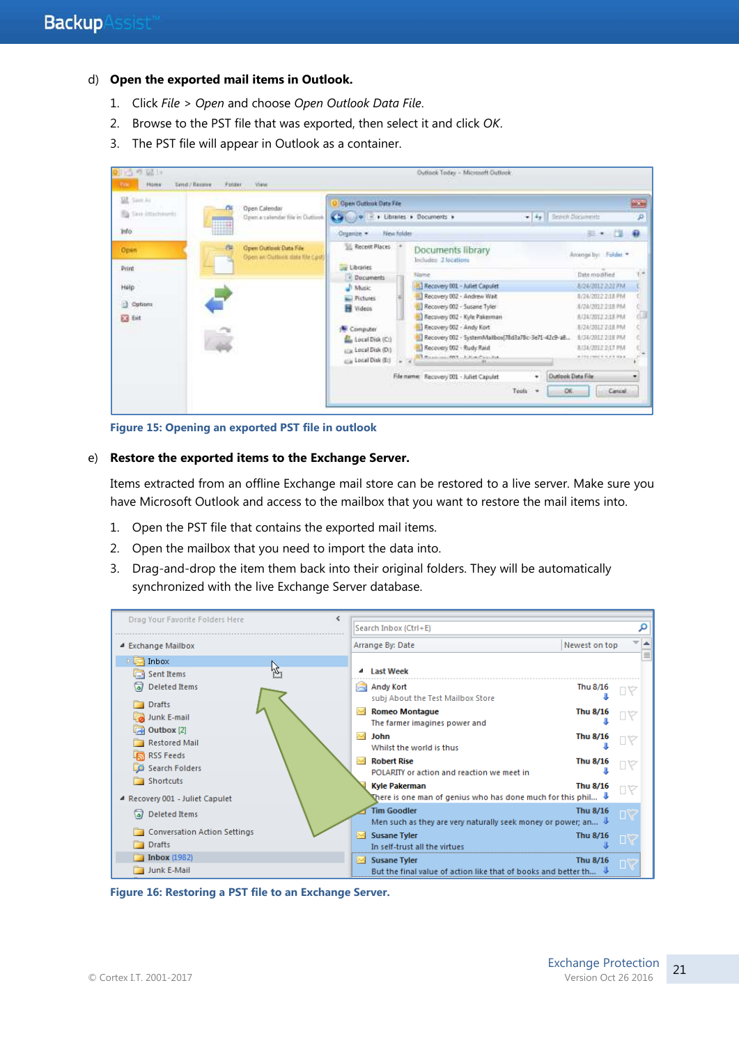d) **Open the exported mail items in Outlook.**

1. Click *File* > *Open* and choose *Open Outlook Data File*.
2. Browse to the PST file that was exported, then select it and click *OK*.
3. The PST file will appear in Outlook as a container.

**Figure 15: Opening an exported PST file in outlook**

e) **Restore the exported items to the Exchange Server.**

Items extracted from an offline Exchange mail store can be restored to a live server. Make sure you have Microsoft Outlook and access to the mailbox that you want to restore the mail items into.

1. Open the PST file that contains the exported mail items.
2. Open the mailbox that you need to import the data into.
3. Drag-and-drop the item them back into their original folders. They will be automatically synchronized with the live Exchange Server database.

**Figure 16: Restoring a PST file to an Exchange Server.**

© Cortex I.T. 2001-2017